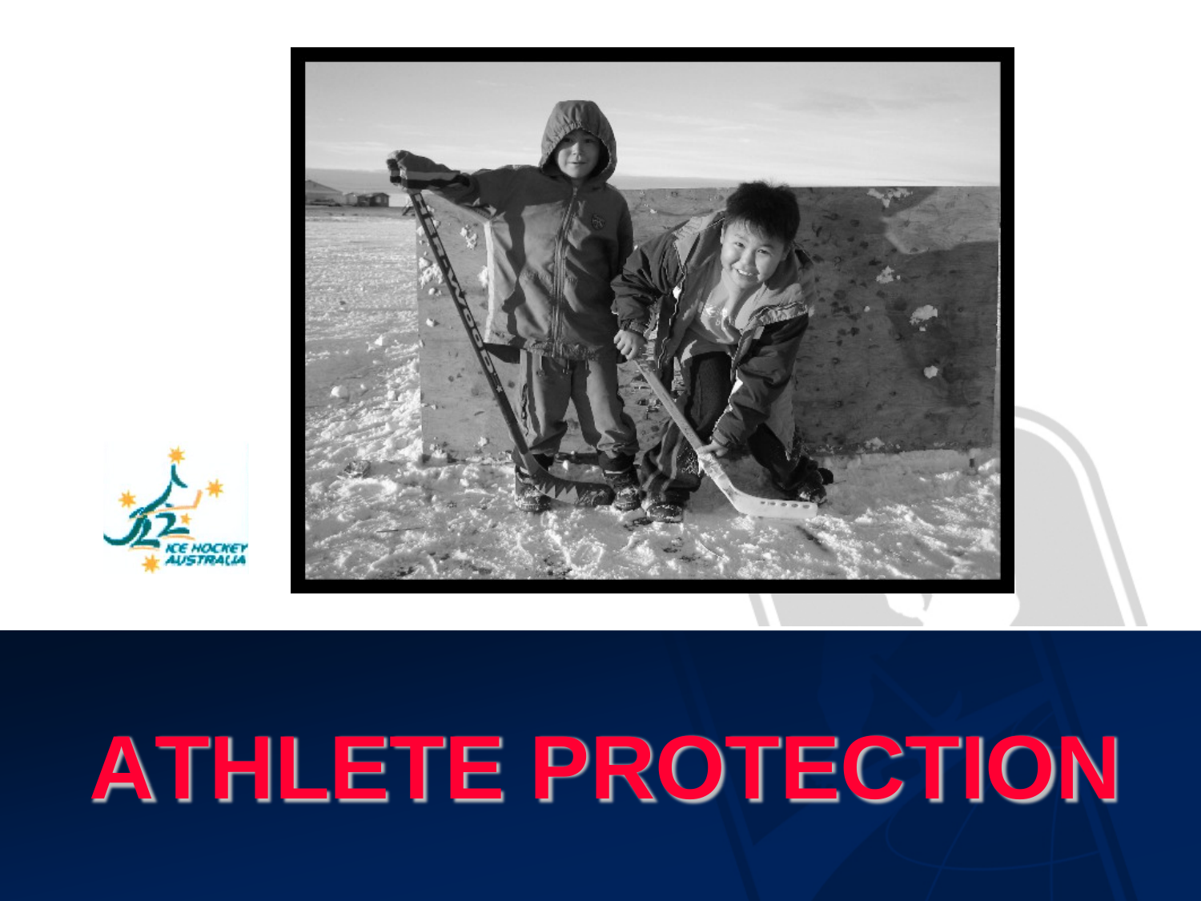# ATHLETE PROTECTION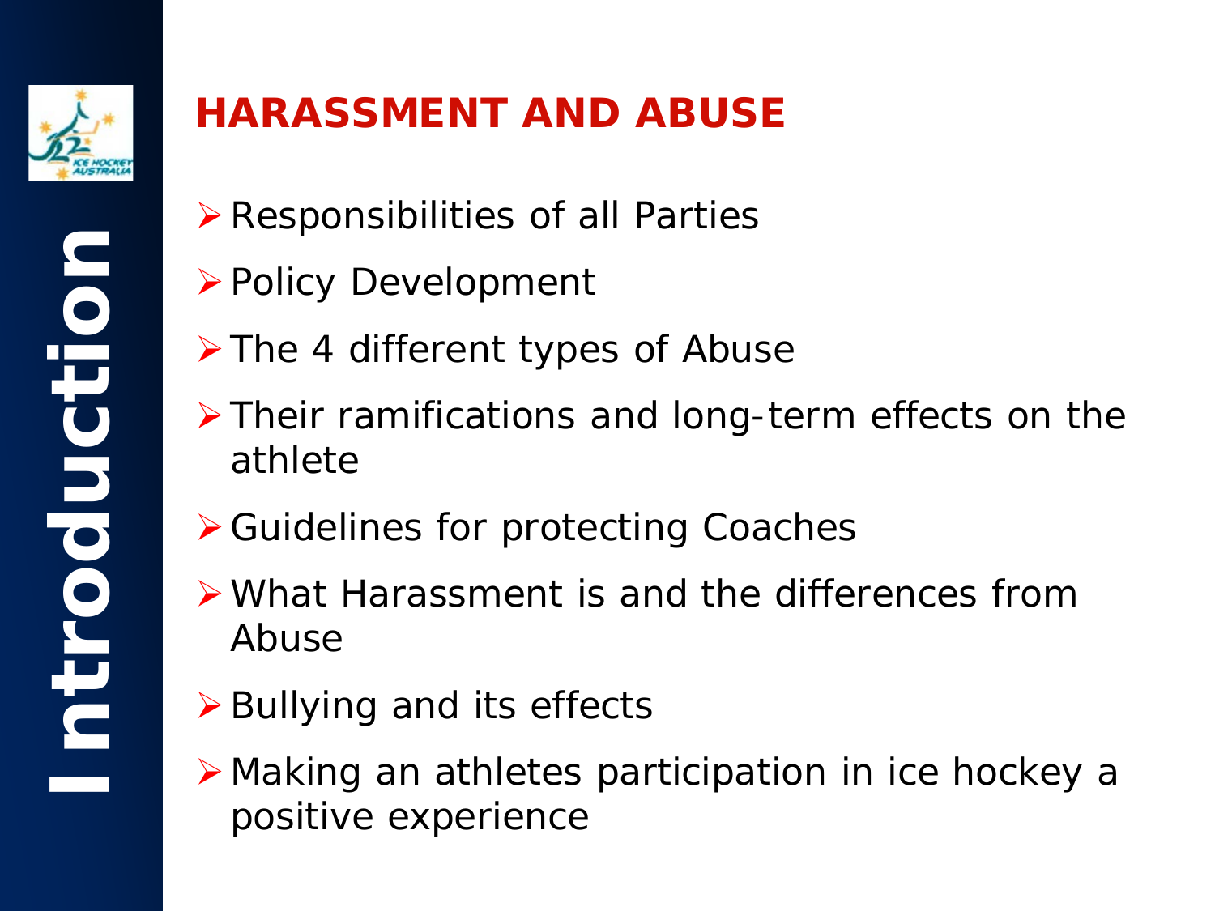# Introduction

## HARASSMENT AND ABUSE

- Responsibilities of all Parties
- Policy Development
- The 4 different types of Abuse
- Their ramifications and long-term effects on the athlete
- Guidelines for protecting Coaches
- What Harassment is and the differences from Abuse
- Bullying and its effects
- Making an athletes participation in ice hockey a positive experience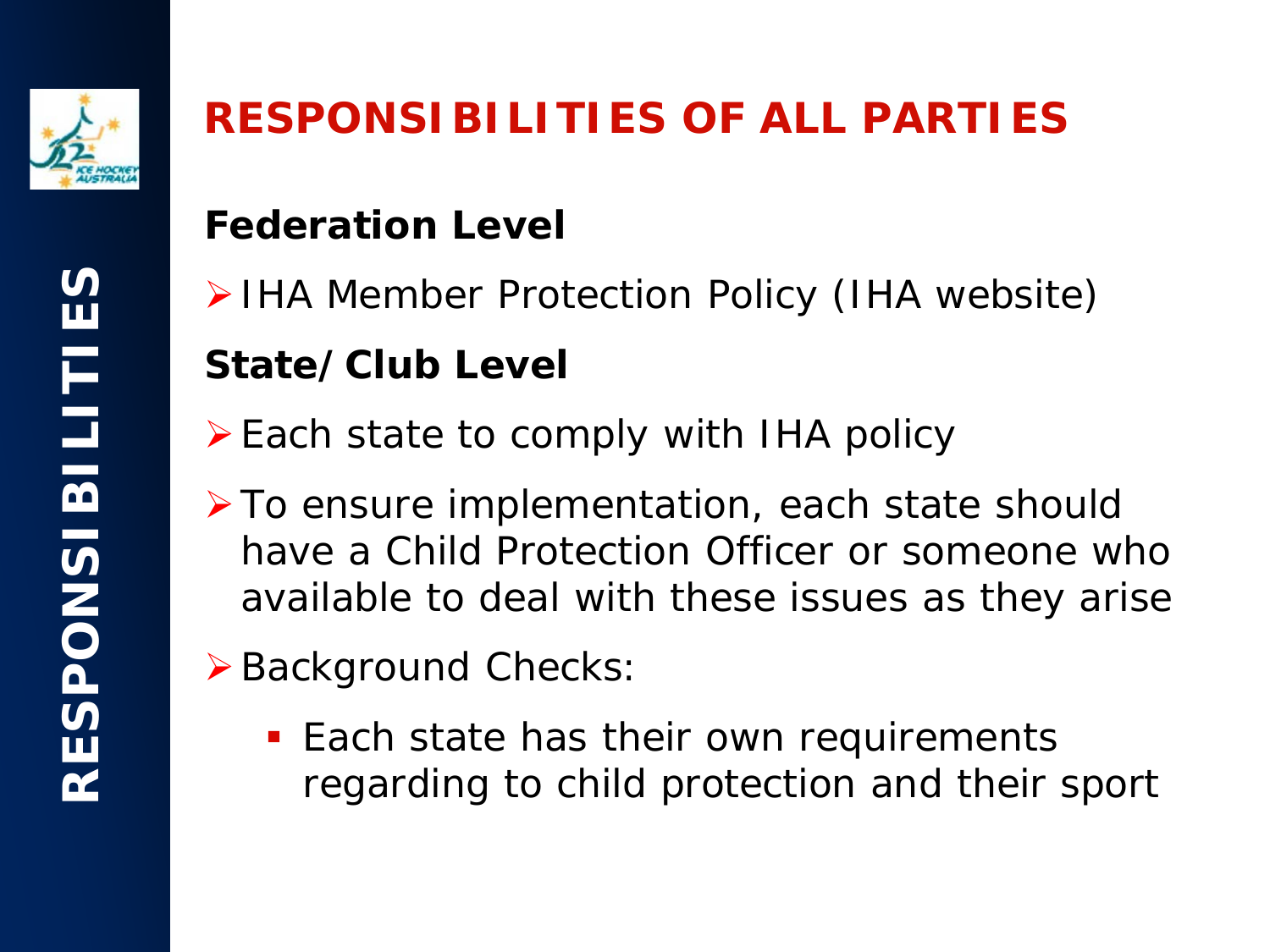# RESPONSIBILITIES OF ALL PARTIES

RESPONSIBILITIES

## Federation Level

- IHA Member Protection Policy (IHA website)

## State/Club Level

- Each state to comply with IHA policy
- To ensure implementation, each state should have a Child Protection Officer or someone who available to deal with these issues as they arise
- Background Checks:
  - Each state has their own requirements regarding to child protection and their sport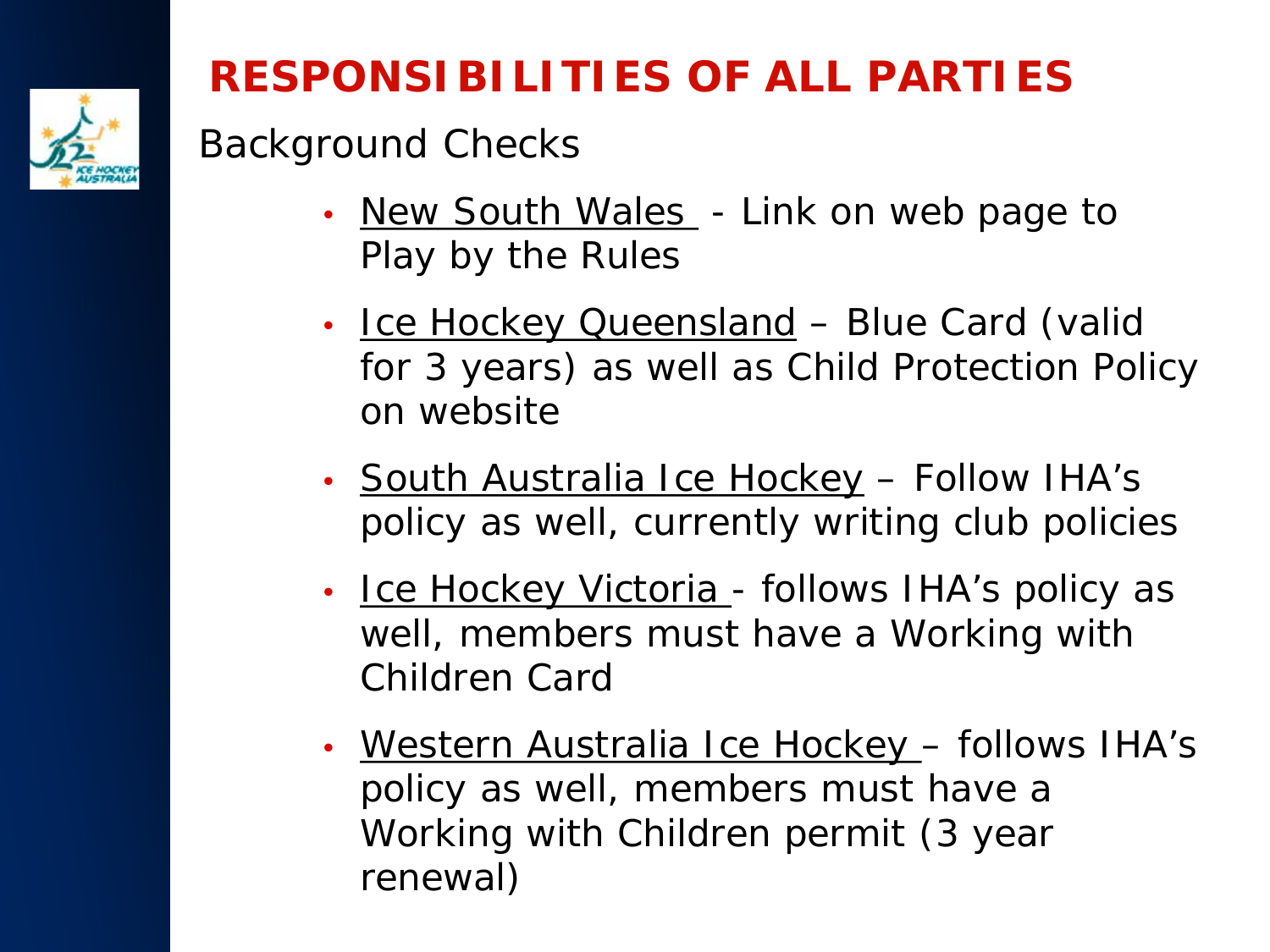# RESPONSIBILITIES OF ALL PARTIES

Background Checks

- New South Wales - Link on web page to Play by the Rules
- Ice Hockey Queensland – Blue Card (valid for 3 years) as well as Child Protection Policy on website
- South Australia Ice Hockey – Follow IHA's policy as well, currently writing club policies
- Ice Hockey Victoria - follows IHA's policy as well, members must have a Working with Children Card
- Western Australia Ice Hockey – follows IHA's policy as well, members must have a Working with Children permit (3 year renewal)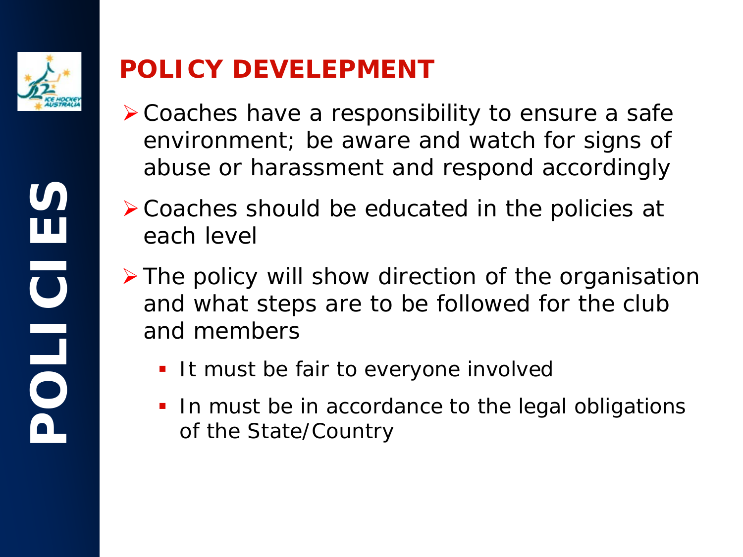# POLICIES

## POLICY DEVELEPMENT

- Coaches have a responsibility to ensure a safe environment; be aware and watch for signs of abuse or harassment and respond accordingly
- Coaches should be educated in the policies at each level
- The policy will show direction of the organisation and what steps are to be followed for the club and members
  - It must be fair to everyone involved
  - In must be in accordance to the legal obligations of the State/Country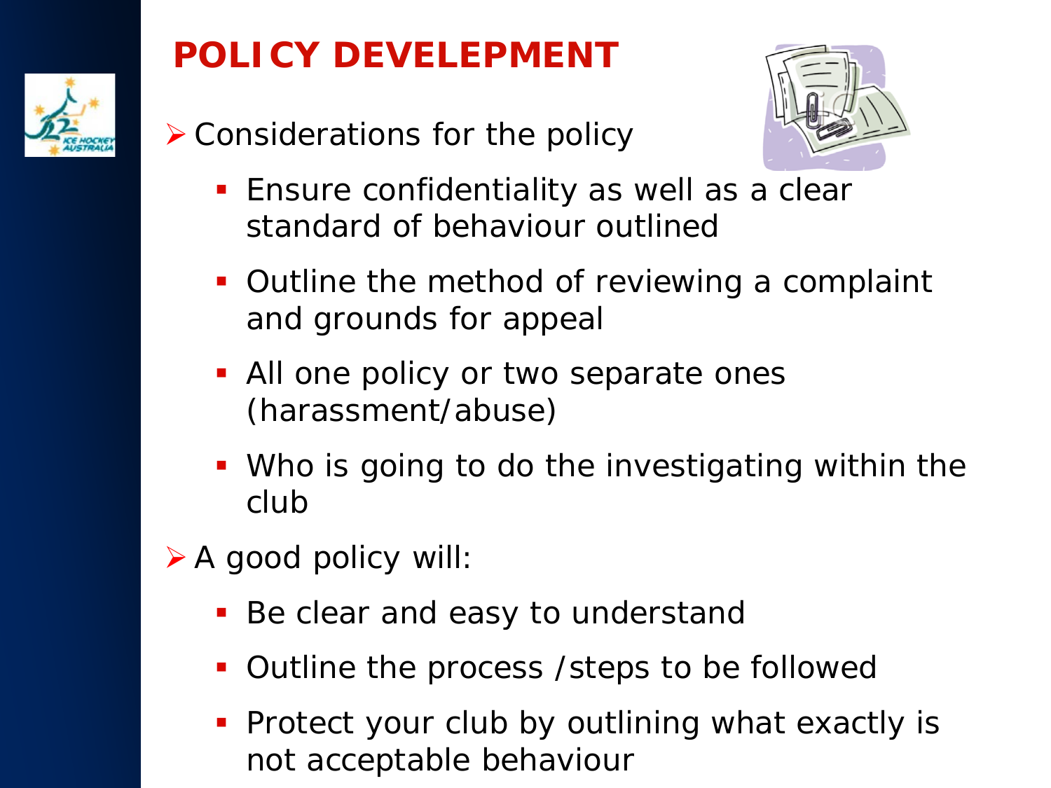# POLICY DEVELEPMENT

- Considerations for the policy
  - Ensure confidentiality as well as a clear standard of behaviour outlined
  - Outline the method of reviewing a complaint and grounds for appeal
  - All one policy or two separate ones (harassment/abuse)
  - Who is going to do the investigating within the club
- A good policy will:
  - Be clear and easy to understand
  - Outline the process /steps to be followed
  - Protect your club by outlining what exactly is not acceptable behaviour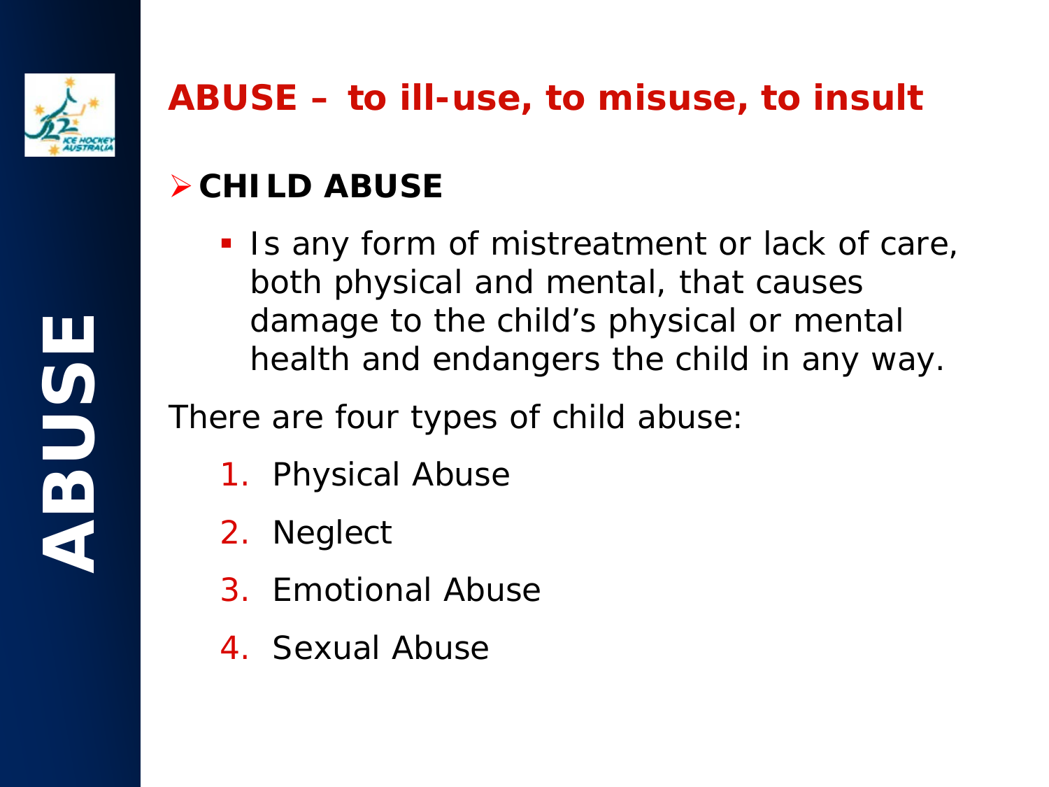# ABUSE – to ill-use, to misuse, to insult

## CHILD ABUSE

- Is any form of mistreatment or lack of care, both physical and mental, that causes damage to the child's physical or mental health and endangers the child in any way.

There are four types of child abuse:

1. Physical Abuse
2. Neglect
3. Emotional Abuse
4. Sexual Abuse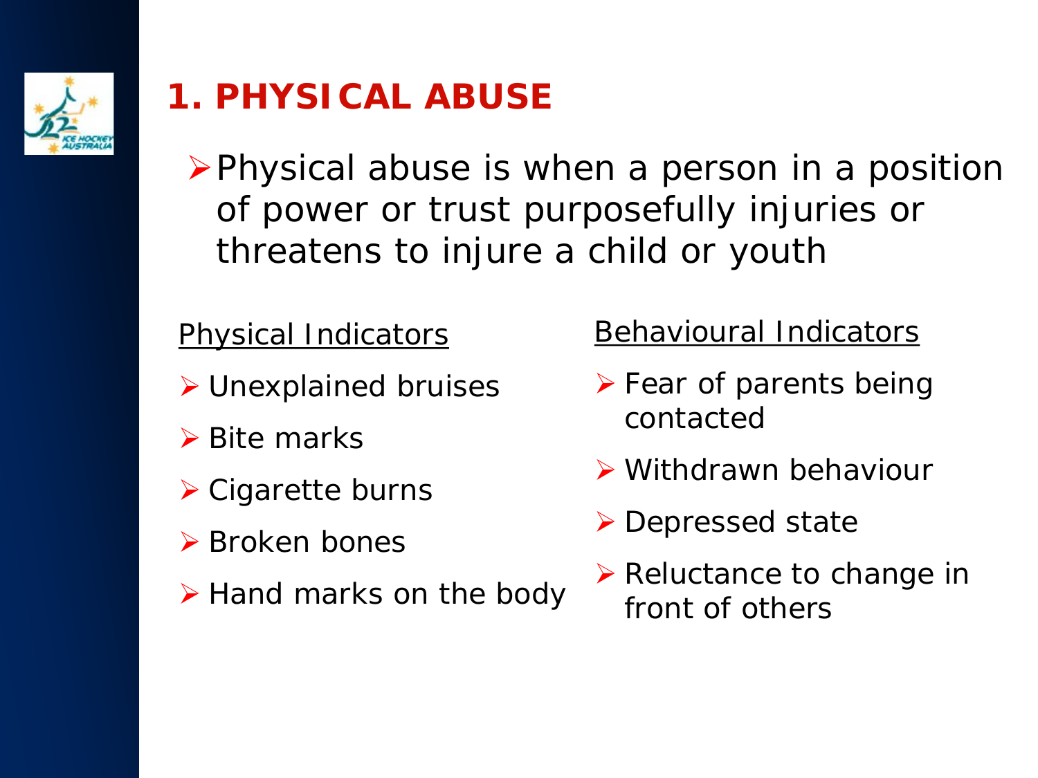# 1. PHYSICAL ABUSE

- Physical abuse is when a person in a position of power or trust purposefully injuries or threatens to injure a child or youth

Physical Indicators

- Unexplained bruises
- Bite marks
- Cigarette burns
- Broken bones
- Hand marks on the body

Behavioural Indicators

- Fear of parents being contacted
- Withdrawn behaviour
- Depressed state
- Reluctance to change in front of others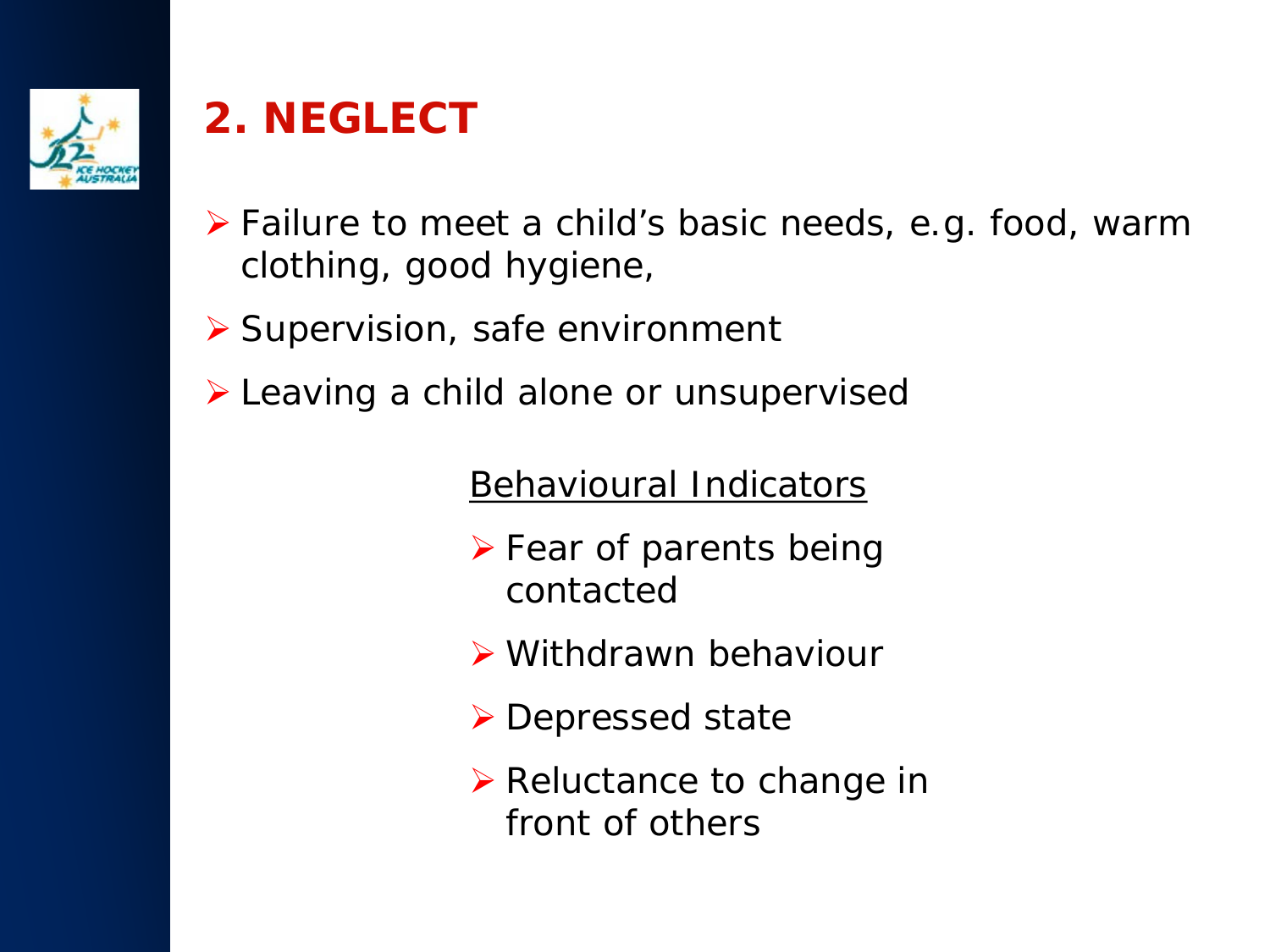## 2. NEGLECT

- Failure to meet a child's basic needs, e.g. food, warm clothing, good hygiene,
- Supervision, safe environment
- Leaving a child alone or unsupervised

<u>Behavioural Indicators</u>

- Fear of parents being contacted
- Withdrawn behaviour
- Depressed state
- Reluctance to change in front of others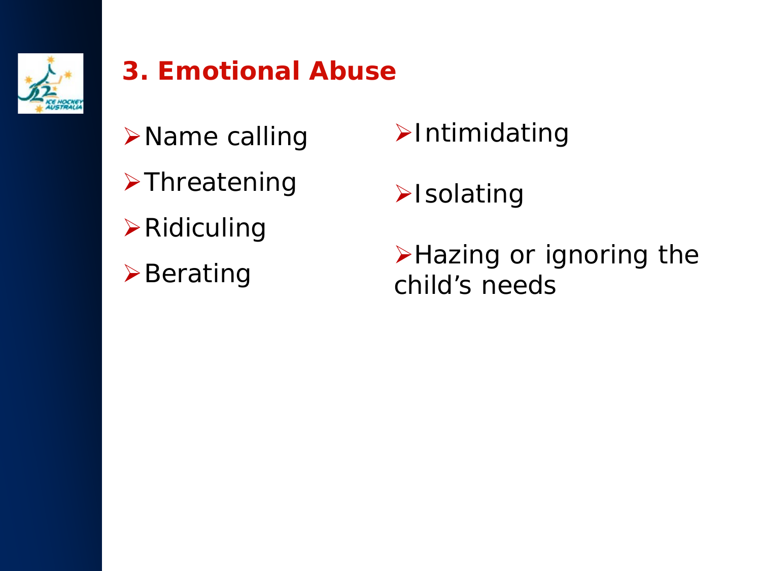## 3. Emotional Abuse

- Name calling
- Threatening
- Ridiculing
- Berating
- Intimidating
- Isolating
- Hazing or ignoring the child's needs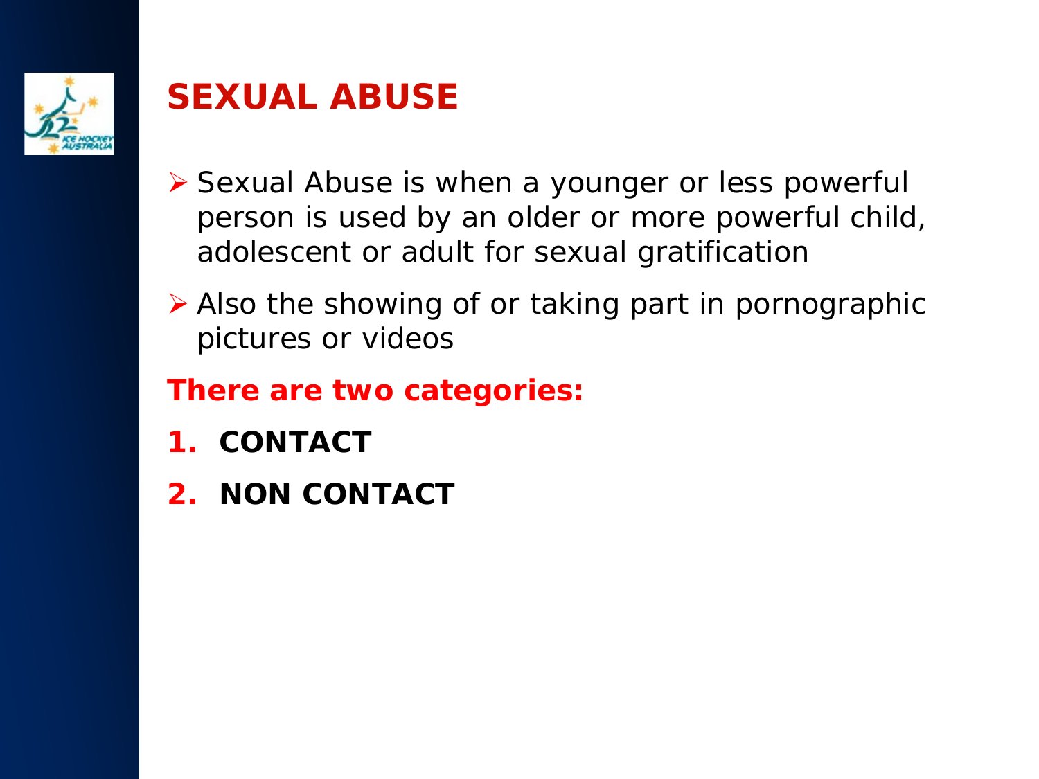# SEXUAL ABUSE

- Sexual Abuse is when a younger or less powerful person is used by an older or more powerful child, adolescent or adult for sexual gratification
- Also the showing of or taking part in pornographic pictures or videos

**There are two categories:**

1. **CONTACT**
2. **NON CONTACT**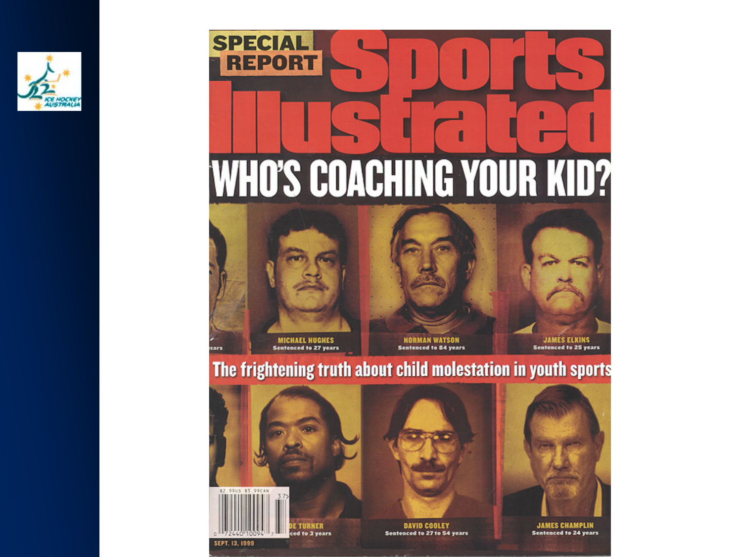SPECIAL REPORT

# Sports Illustrated

## WHO'S COACHING YOUR KID?

MICHAEL HUGHES
Sentenced to 27 years

NORMAN WATSON
Sentenced to 84 years

JAMES ELKINS
Sentenced to 25 years

**The frightening truth about child molestation in youth sports**

...DE TURNER
...ced to 3 years

DAVID COOLEY
Sentenced to 27 to 54 years

JAMES CHAMPLIN
Sentenced to 24 years

SEPT. 13, 1999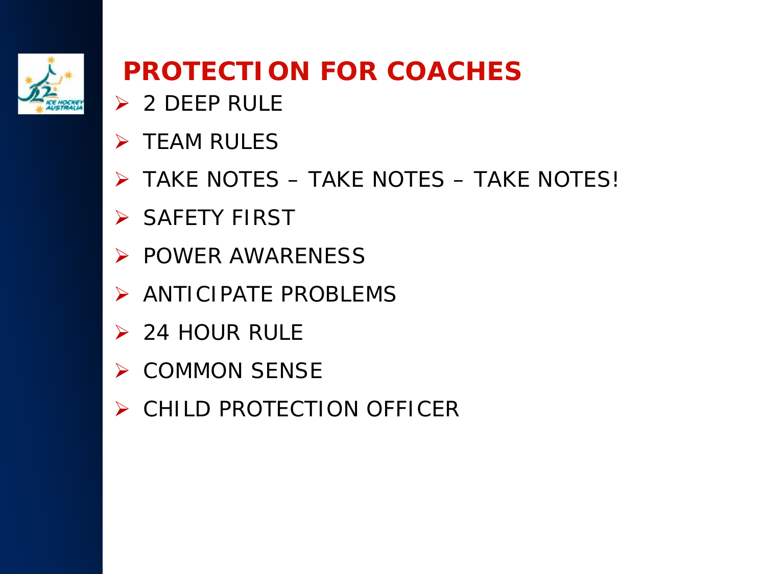# PROTECTION FOR COACHES

- 2 DEEP RULE
- TEAM RULES
- TAKE NOTES – TAKE NOTES – TAKE NOTES!
- SAFETY FIRST
- POWER AWARENESS
- ANTICIPATE PROBLEMS
- 24 HOUR RULE
- COMMON SENSE
- CHILD PROTECTION OFFICER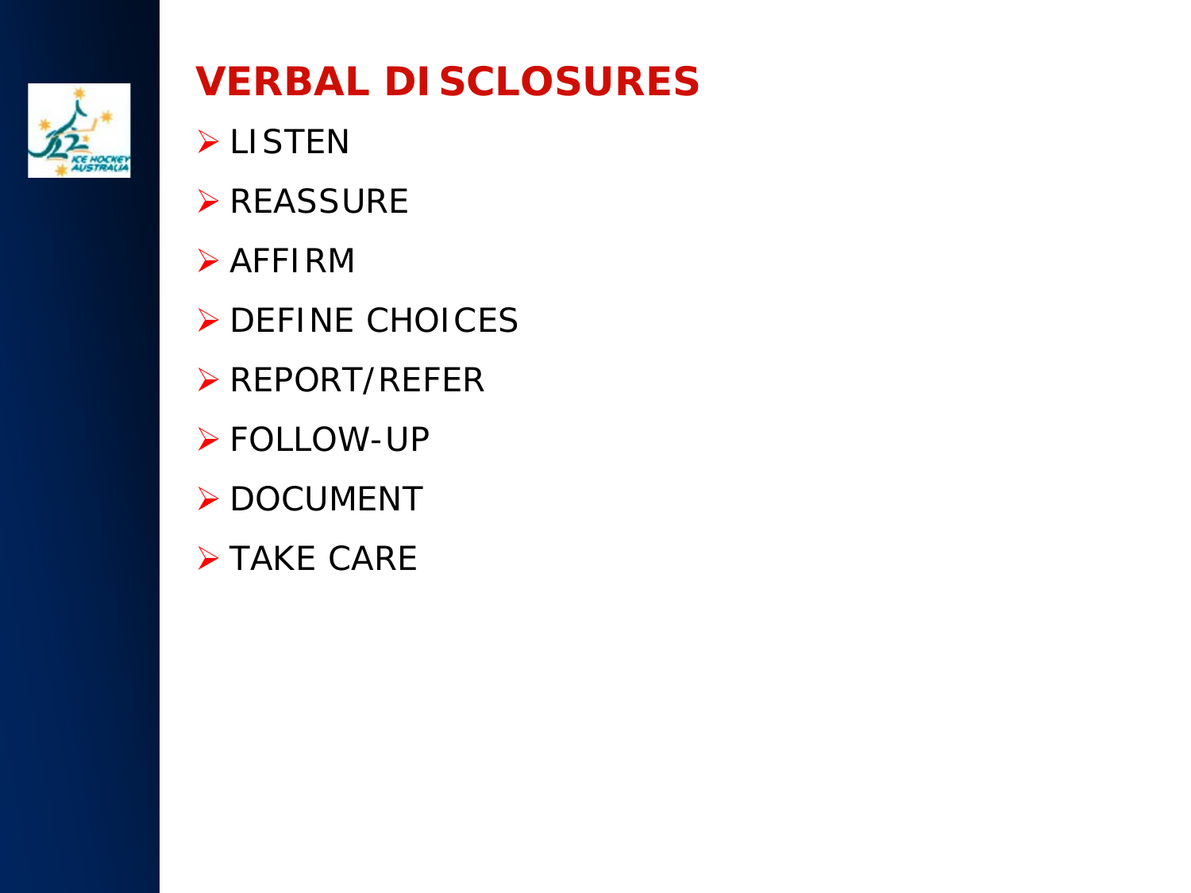# VERBAL DISCLOSURES

- LISTEN
- REASSURE
- AFFIRM
- DEFINE CHOICES
- REPORT/REFER
- FOLLOW-UP
- DOCUMENT
- TAKE CARE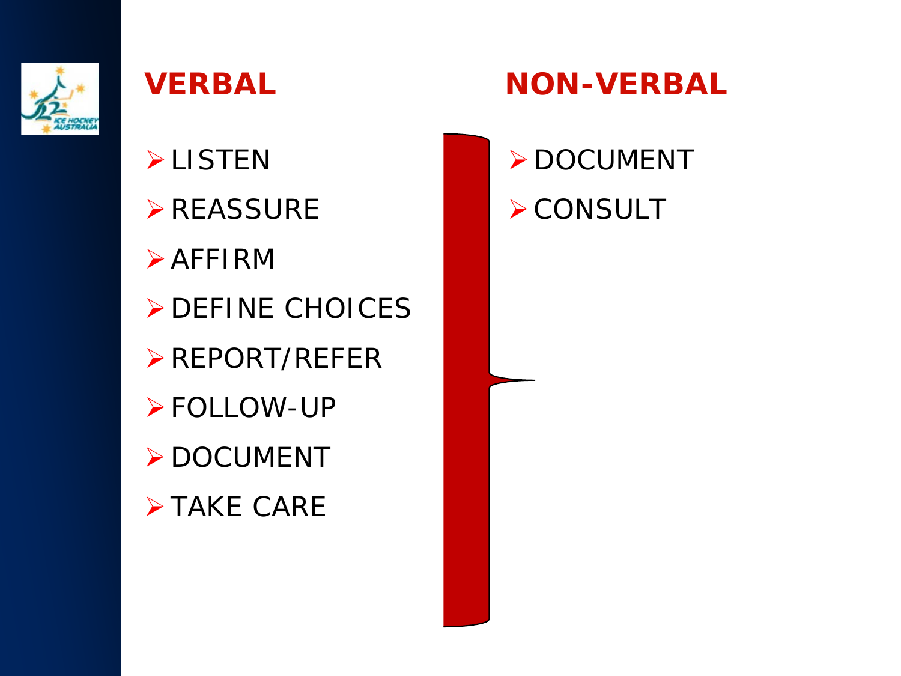## VERBAL

- LISTEN
- REASSURE
- AFFIRM
- DEFINE CHOICES
- REPORT/REFER
- FOLLOW-UP
- DOCUMENT
- TAKE CARE

## NON-VERBAL

- DOCUMENT
- CONSULT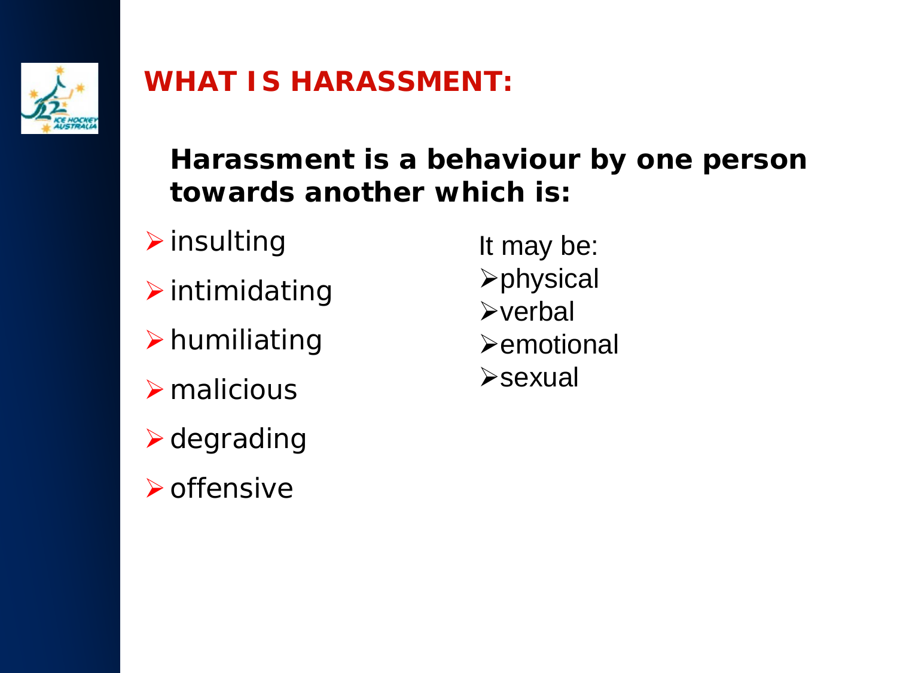# WHAT IS HARASSMENT:

**Harassment is a behaviour by one person towards another which is:**

- insulting
- intimidating
- humiliating
- malicious
- degrading
- offensive

It may be:

- physical
- verbal
- emotional
- sexual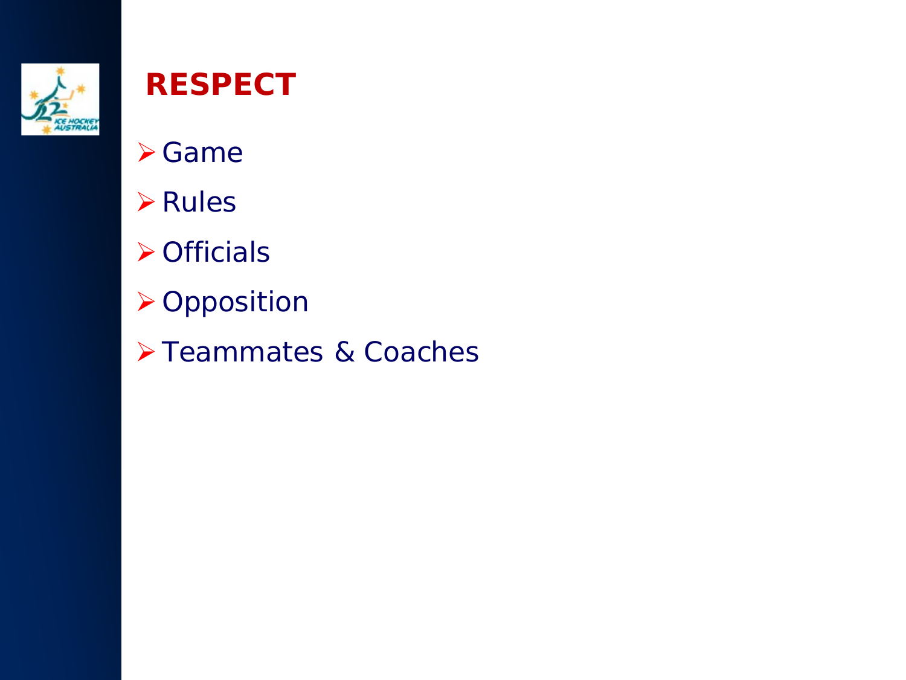# RESPECT

- Game
- Rules
- Officials
- Opposition
- Teammates & Coaches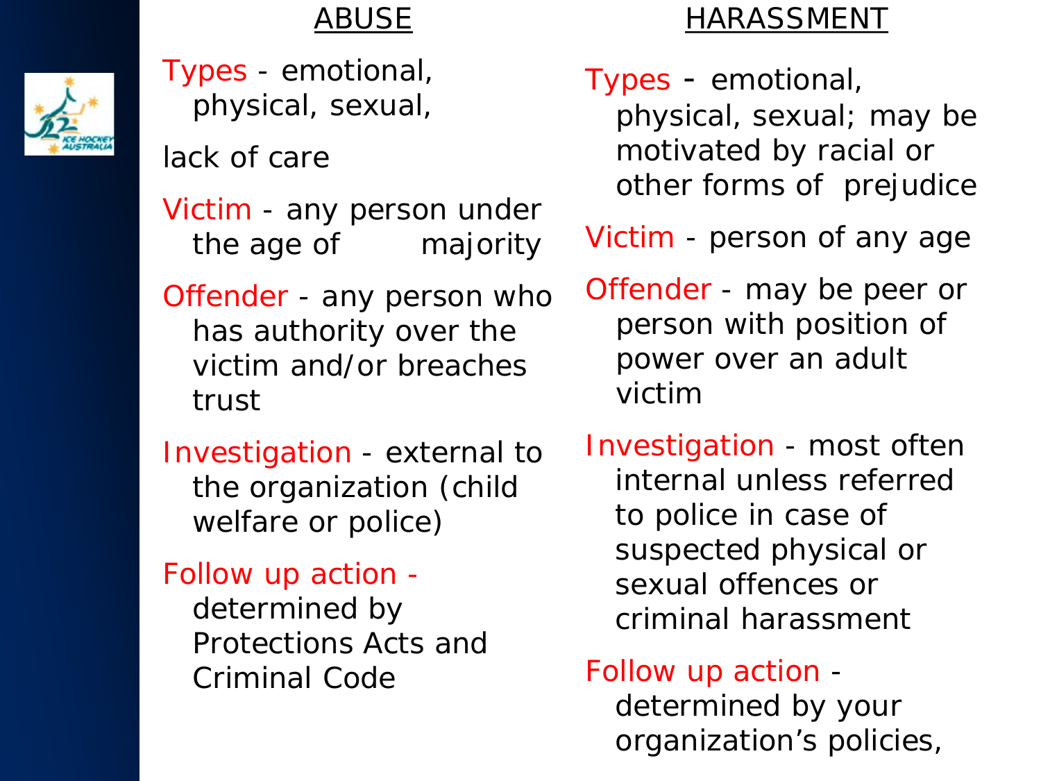## ABUSE

**Types** - emotional, physical, sexual,

lack of care

**Victim** - any person under the age of majority

**Offender** - any person who has authority over the victim and/or breaches trust

**Investigation** - external to the organization (child welfare or police)

**Follow up action** - determined by Protections Acts and Criminal Code

## HARASSMENT

**Types** - emotional, physical, sexual; may be motivated by racial or other forms of prejudice

**Victim** - person of any age

**Offender** - may be peer or person with position of power over an adult victim

**Investigation** - most often internal unless referred to police in case of suspected physical or sexual offences or criminal harassment

**Follow up action** - determined by your organization's policies,